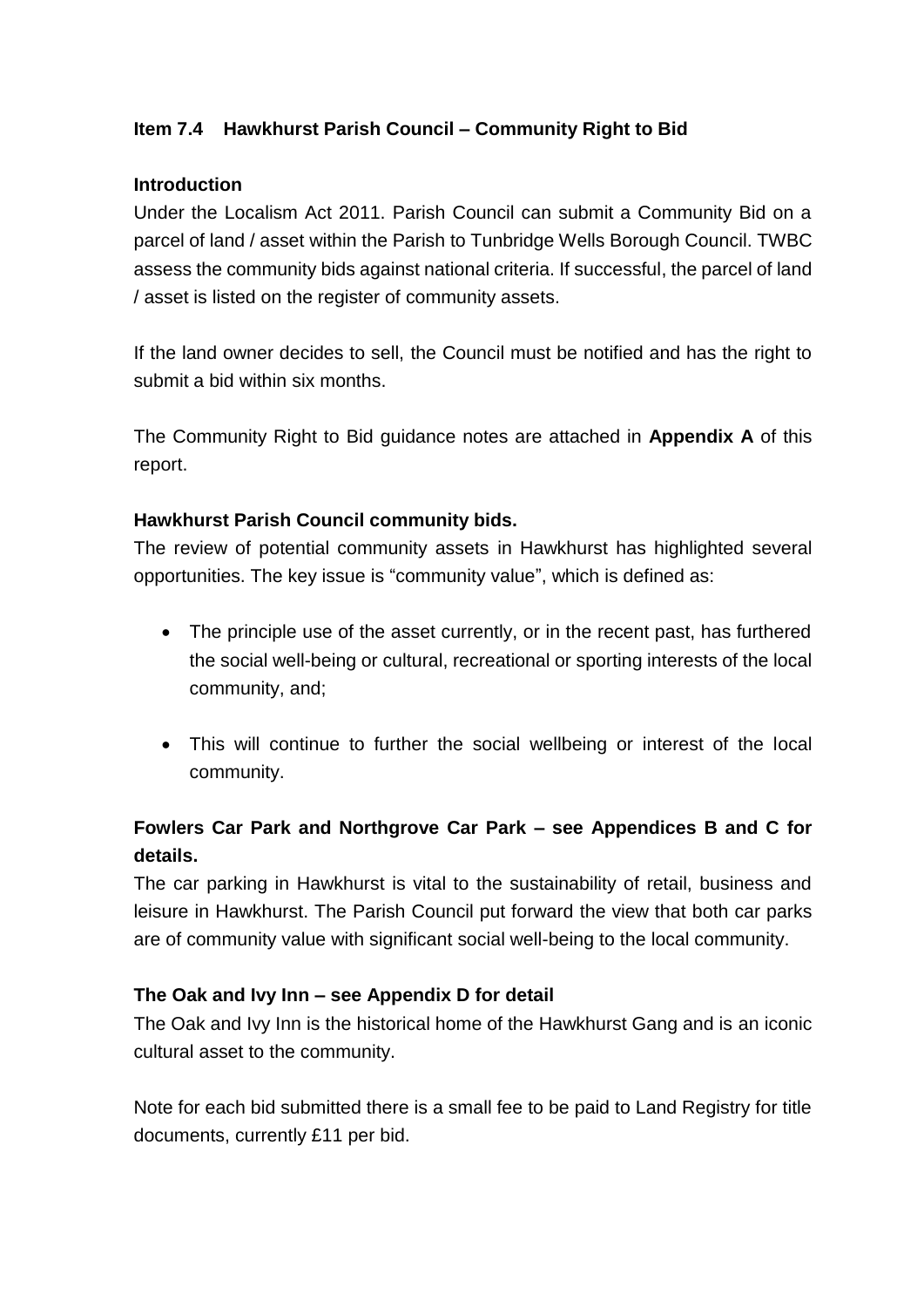**Item 7.4 Hawkhurst Parish Council – Community Right to Bid**

**Introduction**

Under the Localism Act 2011. Parish Council can submit a Community Bid on a parcel of land / asset within the Parish to Tunbridge Wells Borough Council. TWBC assess the community bids against national criteria. If successful, the parcel of land / asset is listed on the register of community assets.

If the land owner decides to sell, the Council must be notified and has the right to submit a bid within six months.

The Community Right to Bid guidance notes are attached in **Appendix A** of this report.

**Hawkhurst Parish Council community bids.**

The review of potential community assets in Hawkhurst has highlighted several opportunities. The key issue is "community value", which is defined as:

- The principle use of the asset currently, or in the recent past, has furthered the social well-being or cultural, recreational or sporting interests of the local community, and;
- This will continue to further the social wellbeing or interest of the local community.

**Fowlers Car Park and Northgrove Car Park – see Appendices B and C for details.**

The car parking in Hawkhurst is vital to the sustainability of retail, business and leisure in Hawkhurst. The Parish Council put forward the view that both car parks are of community value with significant social well-being to the local community.

**The Oak and Ivy Inn – see Appendix D for detail**

The Oak and Ivy Inn is the historical home of the Hawkhurst Gang and is an iconic cultural asset to the community.

Note for each bid submitted there is a small fee to be paid to Land Registry for title documents, currently £11 per bid.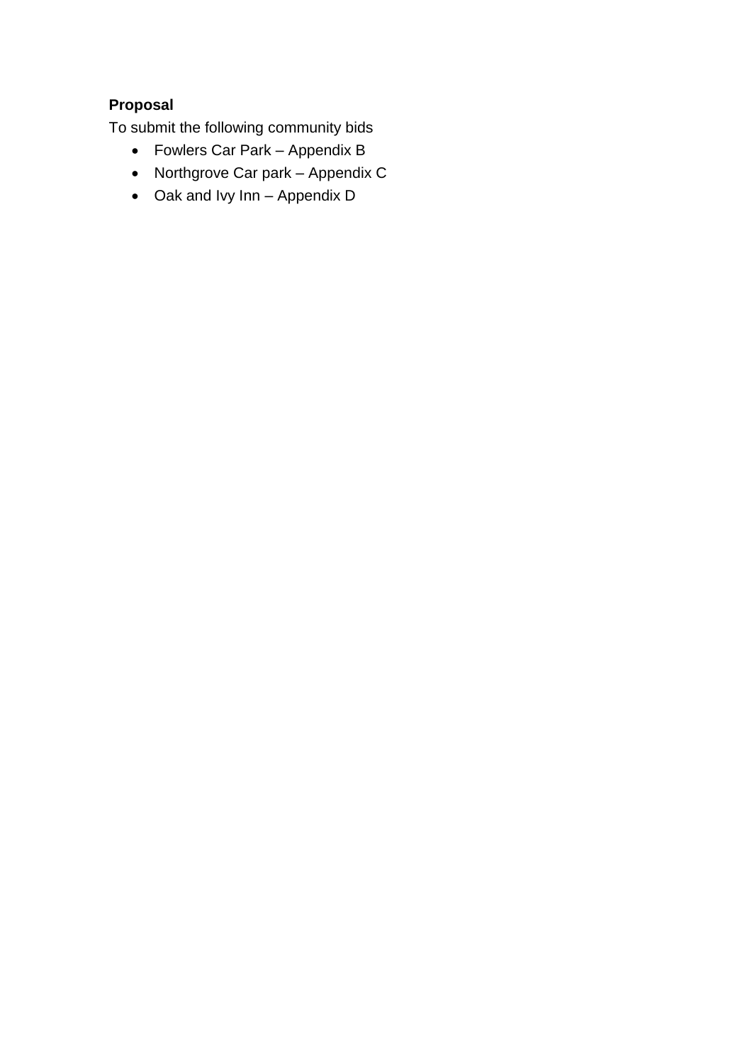**Proposal**

To submit the following community bids

- Fowlers Car Park – Appendix B
- Northgrove Car park – Appendix C
- Oak and Ivy Inn – Appendix D